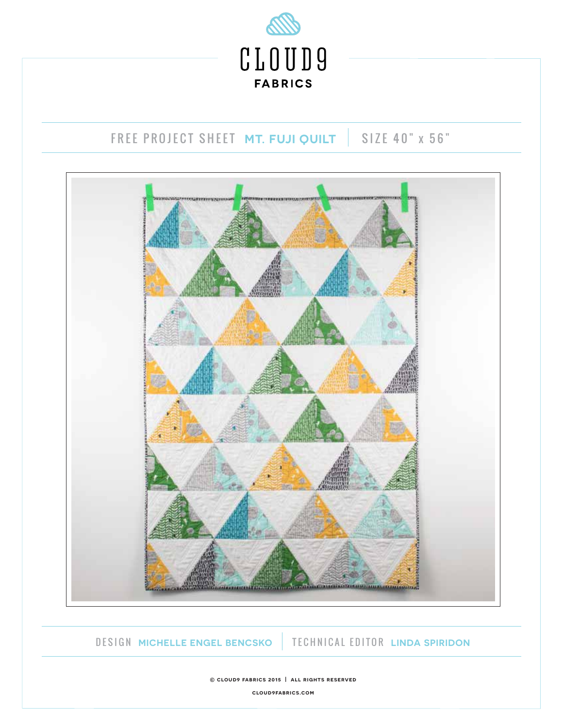# CLOUD9 FABRICS

## FREE PROJECT SHEET **MT. FUJI QUILT** | SIZE 40" x 56"

DESIGN **MICHELLE ENGEL BENCSKO** | TECHNICAL EDITOR **LINDA SPIRIDON**

© CLOUD9 FABRICS 2015 | ALL RIGHTS RESERVED

CLOUD9FABRICS.COM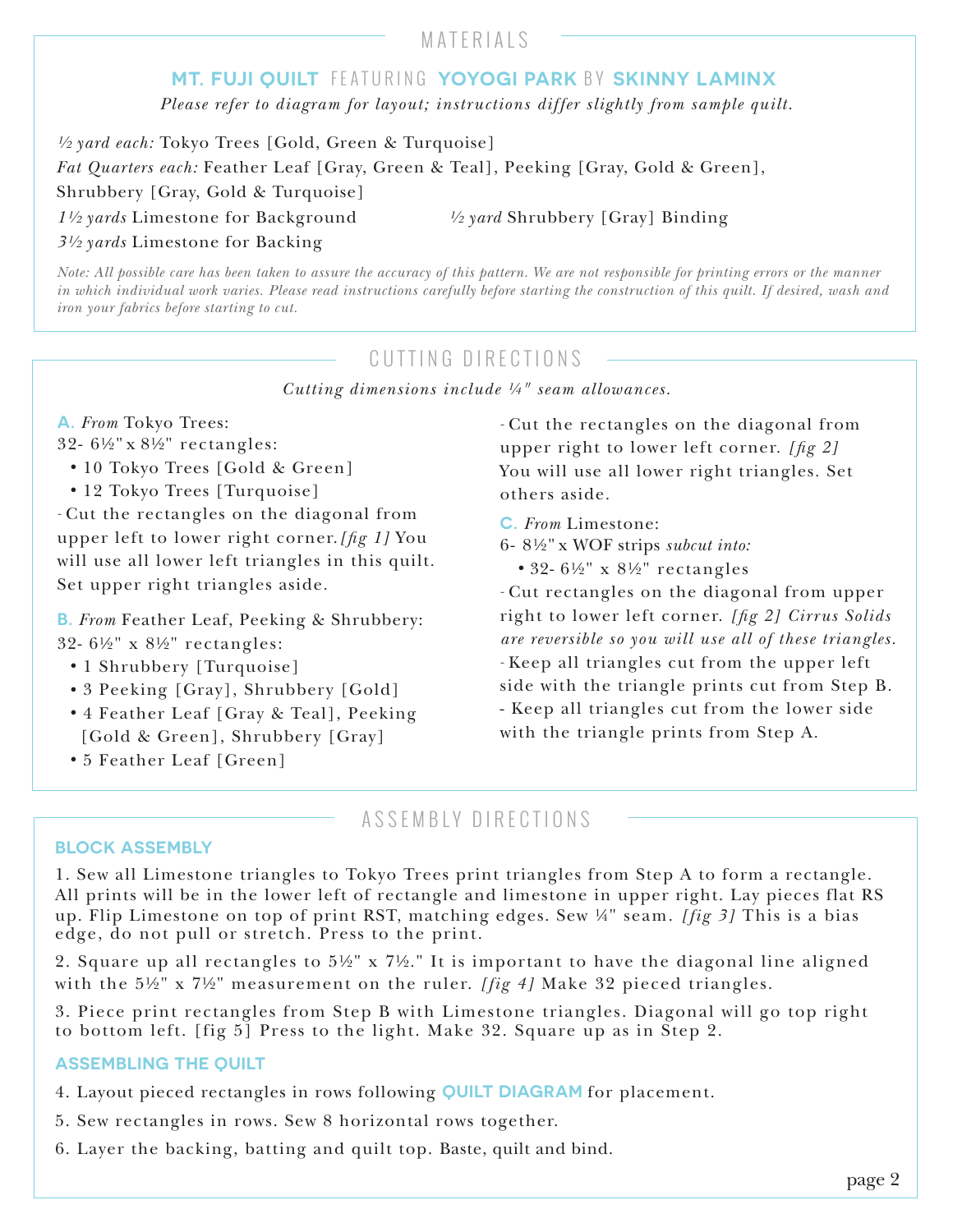## MATERIALS

### MT. FUJI QUILT FEATURING YOYOGI PARK BY SKINNY LAMINX

*Please refer to diagram for layout; instructions differ slightly from sample quilt.*

*½ yard each:* Tokyo Trees [Gold, Green & Turquoise]
*Fat Quarters each:* Feather Leaf [Gray, Green & Teal], Peeking [Gray, Gold & Green], Shrubbery [Gray, Gold & Turquoise]
*1½ yards* Limestone for Background
*½ yard* Shrubbery [Gray] Binding
*3½ yards* Limestone for Backing

*Note: All possible care has been taken to assure the accuracy of this pattern. We are not responsible for printing errors or the manner in which individual work varies. Please read instructions carefully before starting the construction of this quilt. If desired, wash and iron your fabrics before starting to cut.*

## CUTTING DIRECTIONS

*Cutting dimensions include ¼" seam allowances.*

**A.** *From* Tokyo Trees:
32- 6½" x 8½" rectangles:
- 10 Tokyo Trees [Gold & Green]
- 12 Tokyo Trees [Turquoise]

- Cut the rectangles on the diagonal from upper left to lower right corner. *[fig 1]* You will use all lower left triangles in this quilt. Set upper right triangles aside.

**B.** *From* Feather Leaf, Peeking & Shrubbery:
32- 6½" x 8½" rectangles:
- 1 Shrubbery [Turquoise]
- 3 Peeking [Gray], Shrubbery [Gold]
- 4 Feather Leaf [Gray & Teal], Peeking [Gold & Green], Shrubbery [Gray]
- 5 Feather Leaf [Green]

- Cut the rectangles on the diagonal from upper right to lower left corner. *[fig 2]* You will use all lower right triangles. Set others aside.

**C.** *From* Limestone:
6- 8½" x WOF strips *subcut into:*
- 32- 6½" x 8½" rectangles

- Cut rectangles on the diagonal from upper right to lower left corner. *[fig 2] Cirrus Solids are reversible so you will use all of these triangles.*
- Keep all triangles cut from the upper left side with the triangle prints cut from Step B.
- Keep all triangles cut from the lower side with the triangle prints from Step A.

## ASSEMBLY DIRECTIONS

### BLOCK ASSEMBLY

1. Sew all Limestone triangles to Tokyo Trees print triangles from Step A to form a rectangle. All prints will be in the lower left of rectangle and limestone in upper right. Lay pieces flat RS up. Flip Limestone on top of print RST, matching edges. Sew ¼" seam. *[fig 3]* This is a bias edge, do not pull or stretch. Press to the print.

2. Square up all rectangles to 5½" x 7½." It is important to have the diagonal line aligned with the 5½" x 7½" measurement on the ruler. *[fig 4]* Make 32 pieced triangles.

3. Piece print rectangles from Step B with Limestone triangles. Diagonal will go top right to bottom left. [fig 5] Press to the light. Make 32. Square up as in Step 2.

### ASSEMBLING THE QUILT

4. Layout pieced rectangles in rows following **QUILT DIAGRAM** for placement.

5. Sew rectangles in rows. Sew 8 horizontal rows together.

6. Layer the backing, batting and quilt top. Baste, quilt and bind.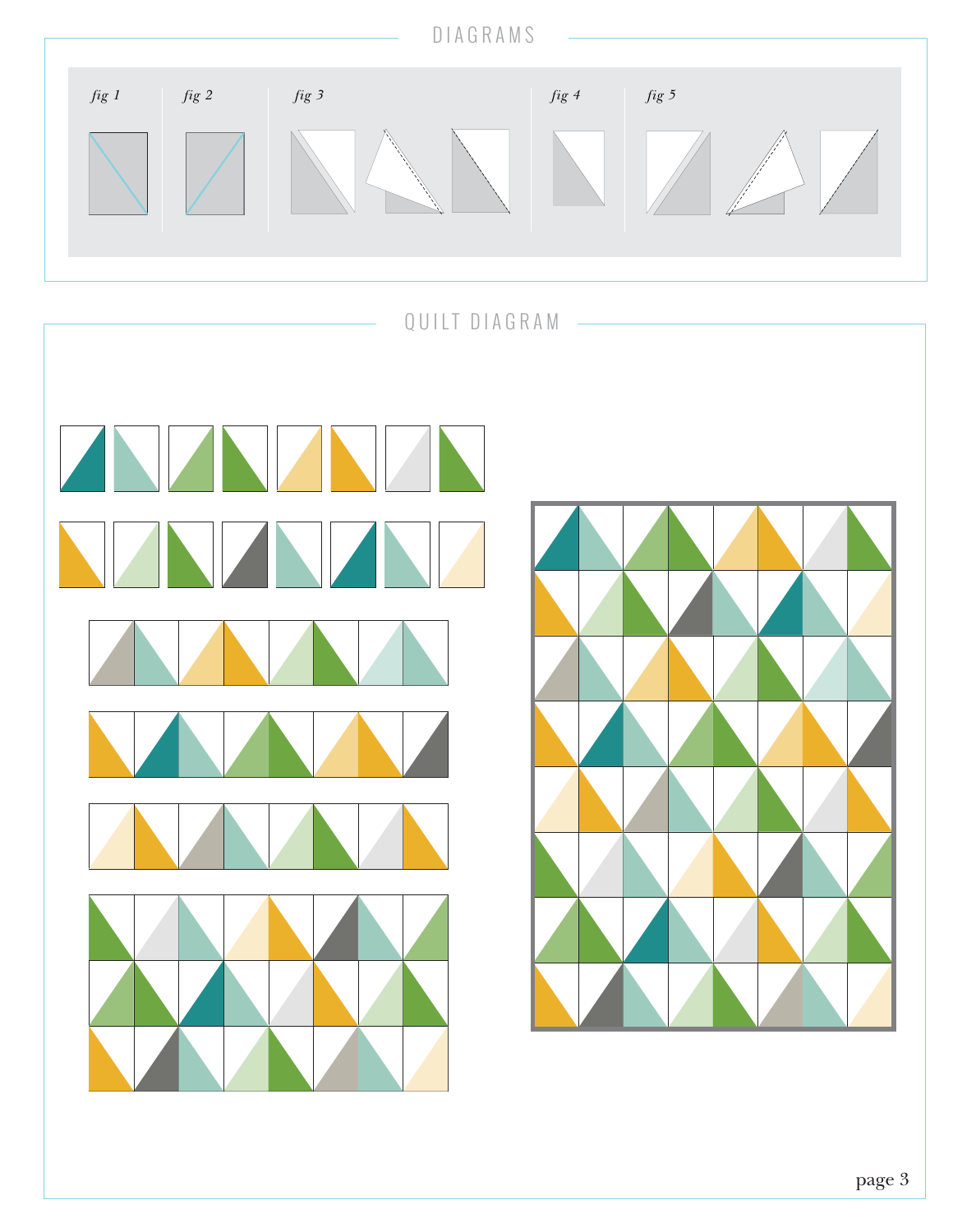## DIAGRAMS

*fig 1*

*fig 2*

*fig 3*

*fig 4*

*fig 5*

## QUILT DIAGRAM